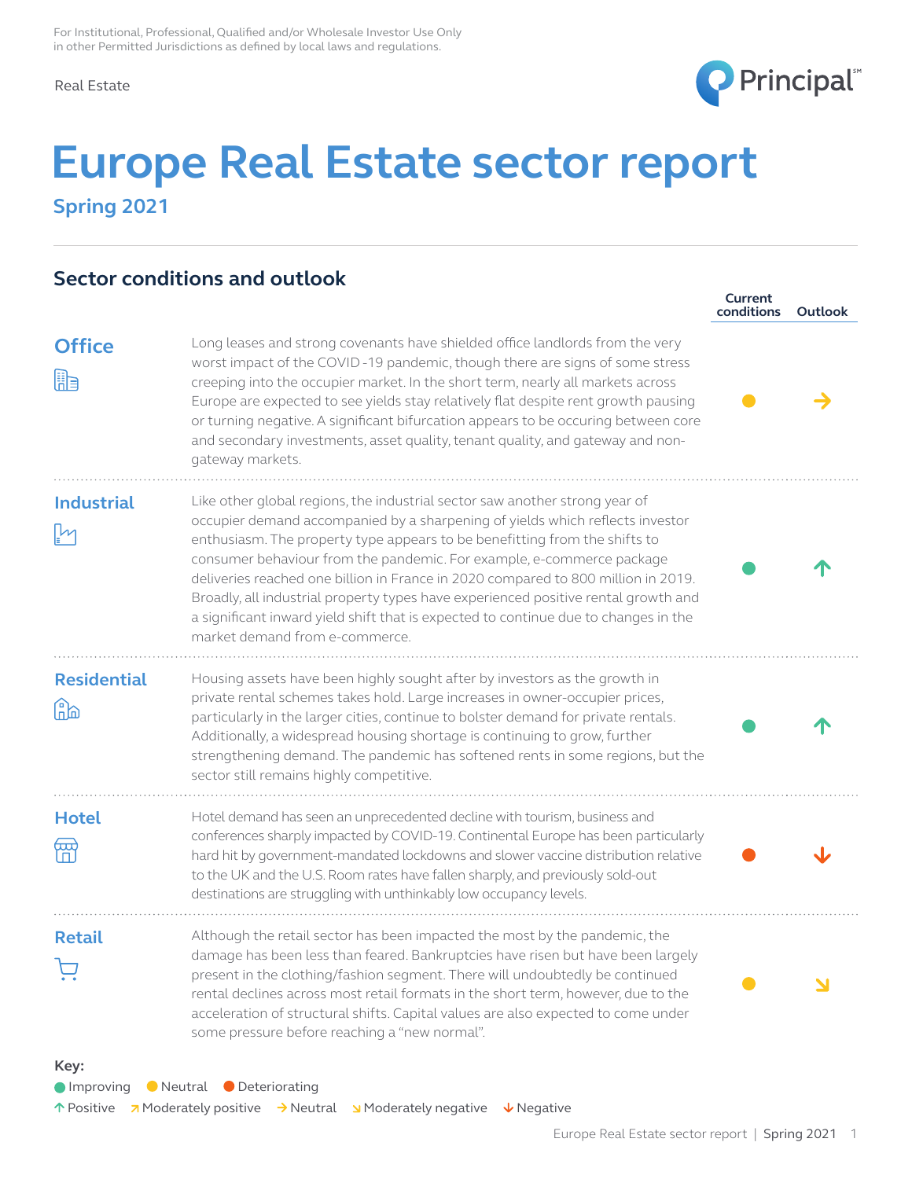For Institutional, Professional, Qualified and/or Wholesale Investor Use Only in other Permitted Jurisdictions as defined by local laws and regulations.

Real Estate

Principal℠

# Europe Real Estate sector report

## Spring 2021

## Sector conditions and outlook

| Sector | Description | Current conditions | Outlook |
|---|---|---|---|
| **Office** | Long leases and strong covenants have shielded office landlords from the very worst impact of the COVID-19 pandemic, though there are signs of some stress creeping into the occupier market. In the short term, nearly all markets across Europe are expected to see yields stay relatively flat despite rent growth pausing or turning negative. A significant bifurcation appears to be occuring between core and secondary investments, asset quality, tenant quality, and gateway and non-gateway markets. | ● Neutral | → Neutral |
| **Industrial** | Like other global regions, the industrial sector saw another strong year of occupier demand accompanied by a sharpening of yields which reflects investor enthusiasm. The property type appears to be benefitting from the shifts to consumer behaviour from the pandemic. For example, e-commerce package deliveries reached one billion in France in 2020 compared to 800 million in 2019. Broadly, all industrial property types have experienced positive rental growth and a significant inward yield shift that is expected to continue due to changes in the market demand from e-commerce. | ● Improving | ↑ Positive |
| **Residential** | Housing assets have been highly sought after by investors as the growth in private rental schemes takes hold. Large increases in owner-occupier prices, particularly in the larger cities, continue to bolster demand for private rentals. Additionally, a widespread housing shortage is continuing to grow, further strengthening demand. The pandemic has softened rents in some regions, but the sector still remains highly competitive. | ● Improving | ↑ Positive |
| **Hotel** | Hotel demand has seen an unprecedented decline with tourism, business and conferences sharply impacted by COVID-19. Continental Europe has been particularly hard hit by government-mandated lockdowns and slower vaccine distribution relative to the UK and the U.S. Room rates have fallen sharply, and previously sold-out destinations are struggling with unthinkably low occupancy levels. | ● Deteriorating | ↓ Negative |
| **Retail** | Although the retail sector has been impacted the most by the pandemic, the damage has been less than feared. Bankruptcies have risen but have been largely present in the clothing/fashion segment. There will undoubtedly be continued rental declines across most retail formats in the short term, however, due to the acceleration of structural shifts. Capital values are also expected to come under some pressure before reaching a "new normal". | ● Neutral | ↘ Moderately negative |

**Key:**

● Improving ● Neutral ● Deteriorating

↑ Positive ↗ Moderately positive → Neutral ↘ Moderately negative ↓ Negative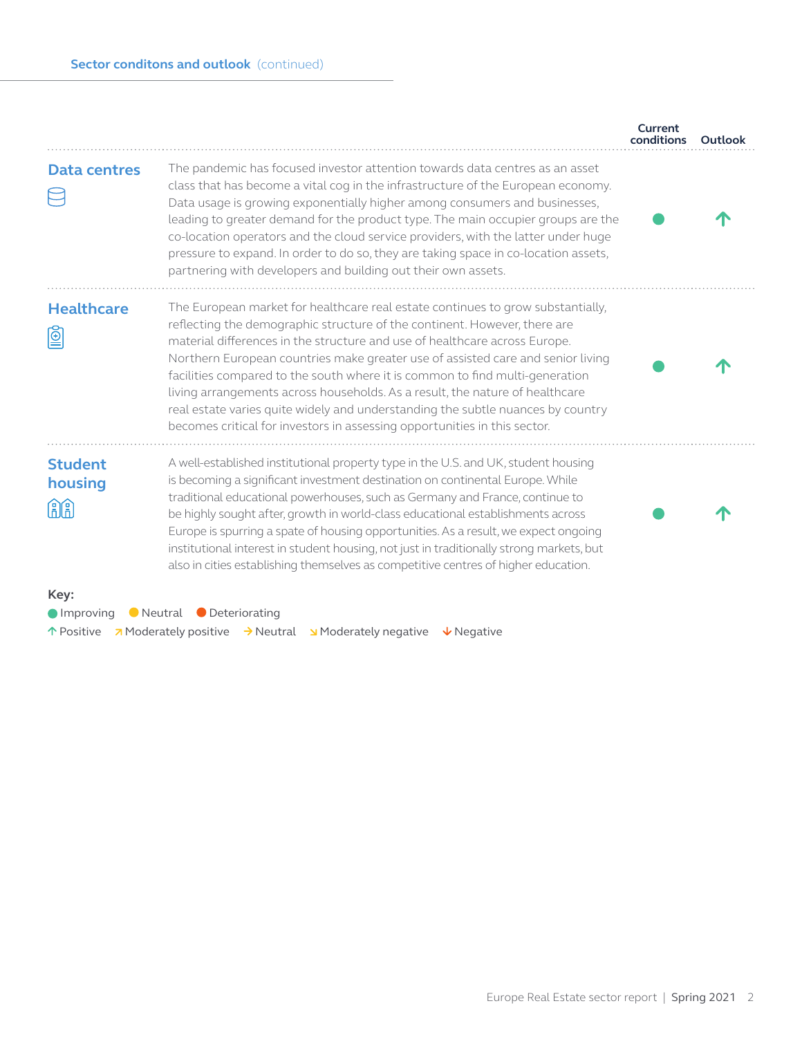## Sector conditons and outlook (continued)

| | | Current conditions | Outlook |
|---|---|---|---|
| **Data centres** | The pandemic has focused investor attention towards data centres as an asset class that has become a vital cog in the infrastructure of the European economy. Data usage is growing exponentially higher among consumers and businesses, leading to greater demand for the product type. The main occupier groups are the co-location operators and the cloud service providers, with the latter under huge pressure to expand. In order to do so, they are taking space in co-location assets, partnering with developers and building out their own assets. | Improving | Positive |
| **Healthcare** | The European market for healthcare real estate continues to grow substantially, reflecting the demographic structure of the continent. However, there are material differences in the structure and use of healthcare across Europe. Northern European countries make greater use of assisted care and senior living facilities compared to the south where it is common to find multi-generation living arrangements across households. As a result, the nature of healthcare real estate varies quite widely and understanding the subtle nuances by country becomes critical for investors in assessing opportunities in this sector. | Improving | Positive |
| **Student housing** | A well-established institutional property type in the U.S. and UK, student housing is becoming a significant investment destination on continental Europe. While traditional educational powerhouses, such as Germany and France, continue to be highly sought after, growth in world-class educational establishments across Europe is spurring a spate of housing opportunities. As a result, we expect ongoing institutional interest in student housing, not just in traditionally strong markets, but also in cities establishing themselves as competitive centres of higher education. | Improving | Positive |

**Key:**

● Improving ● Neutral ● Deteriorating

↑ Positive ↗ Moderately positive → Neutral ↘ Moderately negative ↓ Negative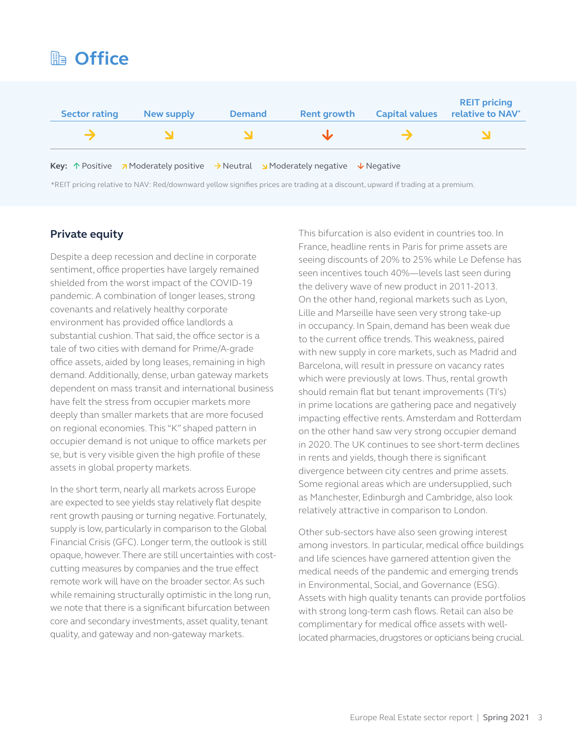# Office

| Sector rating | New supply | Demand | Rent growth | Capital values | REIT pricing relative to NAV* |
|---|---|---|---|---|---|
| → | ↘ | ↘ | ↓ | → | ↘ |

**Key:** ↑ Positive ↗ Moderately positive → Neutral ↘ Moderately negative ↓ Negative

*REIT pricing relative to NAV: Red/downward yellow signifies prices are trading at a discount, upward if trading at a premium.

## Private equity

Despite a deep recession and decline in corporate sentiment, office properties have largely remained shielded from the worst impact of the COVID-19 pandemic. A combination of longer leases, strong covenants and relatively healthy corporate environment has provided office landlords a substantial cushion. That said, the office sector is a tale of two cities with demand for Prime/A-grade office assets, aided by long leases, remaining in high demand. Additionally, dense, urban gateway markets dependent on mass transit and international business have felt the stress from occupier markets more deeply than smaller markets that are more focused on regional economies. This "K" shaped pattern in occupier demand is not unique to office markets per se, but is very visible given the high profile of these assets in global property markets.

In the short term, nearly all markets across Europe are expected to see yields stay relatively flat despite rent growth pausing or turning negative. Fortunately, supply is low, particularly in comparison to the Global Financial Crisis (GFC). Longer term, the outlook is still opaque, however. There are still uncertainties with cost-cutting measures by companies and the true effect remote work will have on the broader sector. As such while remaining structurally optimistic in the long run, we note that there is a significant bifurcation between core and secondary investments, asset quality, tenant quality, and gateway and non-gateway markets.

This bifurcation is also evident in countries too. In France, headline rents in Paris for prime assets are seeing discounts of 20% to 25% while Le Defense has seen incentives touch 40%—levels last seen during the delivery wave of new product in 2011-2013. On the other hand, regional markets such as Lyon, Lille and Marseille have seen very strong take-up in occupancy. In Spain, demand has been weak due to the current office trends. This weakness, paired with new supply in core markets, such as Madrid and Barcelona, will result in pressure on vacancy rates which were previously at lows. Thus, rental growth should remain flat but tenant improvements (TI's) in prime locations are gathering pace and negatively impacting effective rents. Amsterdam and Rotterdam on the other hand saw very strong occupier demand in 2020. The UK continues to see short-term declines in rents and yields, though there is significant divergence between city centres and prime assets. Some regional areas which are undersupplied, such as Manchester, Edinburgh and Cambridge, also look relatively attractive in comparison to London.

Other sub-sectors have also seen growing interest among investors. In particular, medical office buildings and life sciences have garnered attention given the medical needs of the pandemic and emerging trends in Environmental, Social, and Governance (ESG). Assets with high quality tenants can provide portfolios with strong long-term cash flows. Retail can also be complimentary for medical office assets with well-located pharmacies, drugstores or opticians being crucial.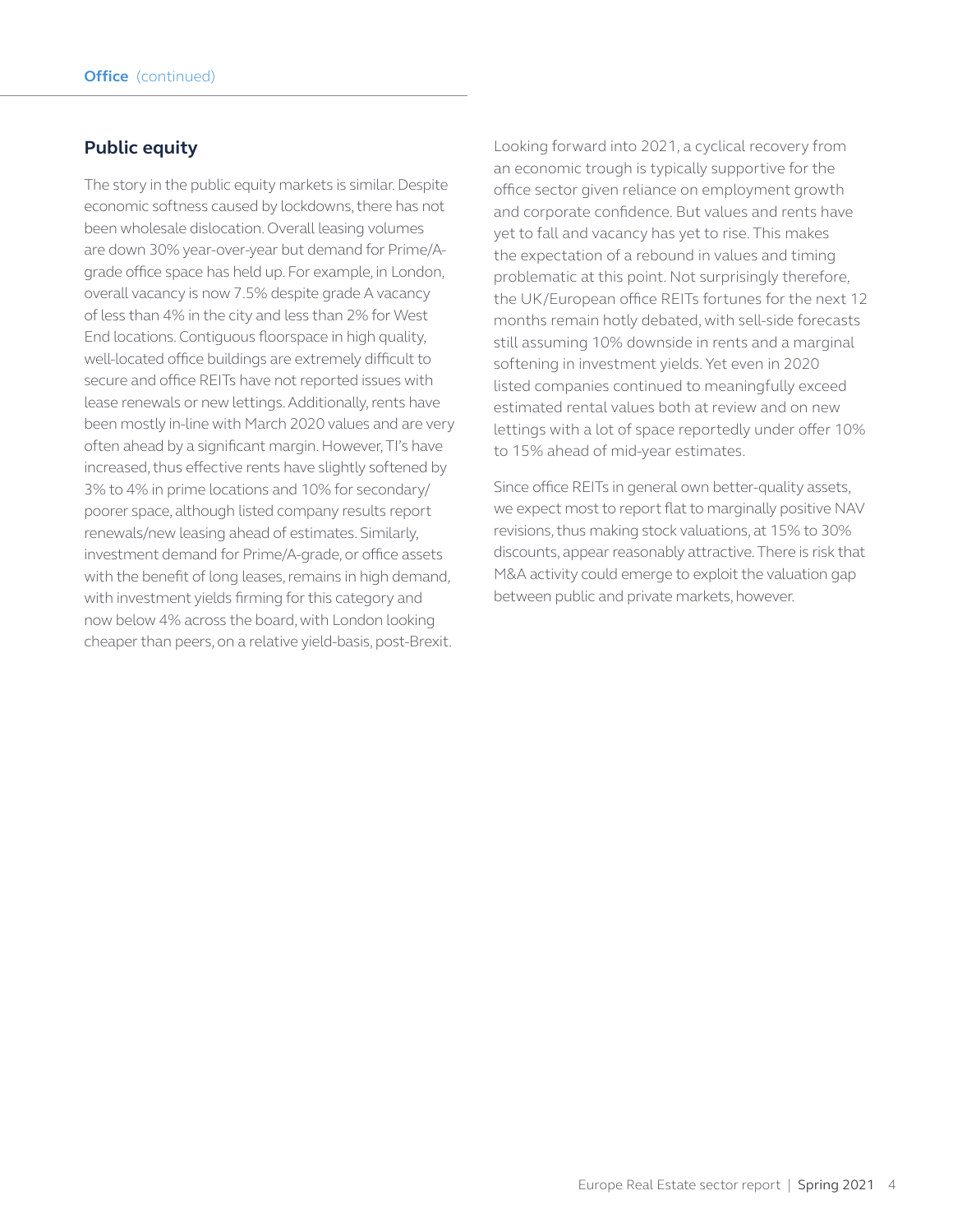## Public equity

The story in the public equity markets is similar. Despite economic softness caused by lockdowns, there has not been wholesale dislocation. Overall leasing volumes are down 30% year-over-year but demand for Prime/A-grade office space has held up. For example, in London, overall vacancy is now 7.5% despite grade A vacancy of less than 4% in the city and less than 2% for West End locations. Contiguous floorspace in high quality, well-located office buildings are extremely difficult to secure and office REITs have not reported issues with lease renewals or new lettings. Additionally, rents have been mostly in-line with March 2020 values and are very often ahead by a significant margin. However, TI's have increased, thus effective rents have slightly softened by 3% to 4% in prime locations and 10% for secondary/poorer space, although listed company results report renewals/new leasing ahead of estimates. Similarly, investment demand for Prime/A-grade, or office assets with the benefit of long leases, remains in high demand, with investment yields firming for this category and now below 4% across the board, with London looking cheaper than peers, on a relative yield-basis, post-Brexit.

Looking forward into 2021, a cyclical recovery from an economic trough is typically supportive for the office sector given reliance on employment growth and corporate confidence. But values and rents have yet to fall and vacancy has yet to rise. This makes the expectation of a rebound in values and timing problematic at this point. Not surprisingly therefore, the UK/European office REITs fortunes for the next 12 months remain hotly debated, with sell-side forecasts still assuming 10% downside in rents and a marginal softening in investment yields. Yet even in 2020 listed companies continued to meaningfully exceed estimated rental values both at review and on new lettings with a lot of space reportedly under offer 10% to 15% ahead of mid-year estimates.

Since office REITs in general own better-quality assets, we expect most to report flat to marginally positive NAV revisions, thus making stock valuations, at 15% to 30% discounts, appear reasonably attractive. There is risk that M&A activity could emerge to exploit the valuation gap between public and private markets, however.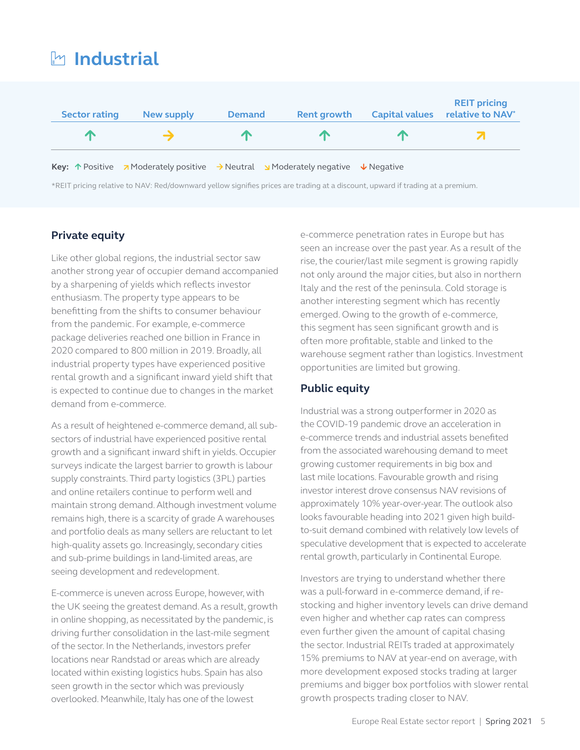# Industrial

| Sector rating | New supply | Demand | Rent growth | Capital values | REIT pricing relative to NAV* |
|---|---|---|---|---|---|
| ↑ | → | ↑ | ↑ | ↑ | ↗ |

**Key:** ↑ Positive ↗ Moderately positive → Neutral ↘ Moderately negative ↓ Negative

*REIT pricing relative to NAV: Red/downward yellow signifies prices are trading at a discount, upward if trading at a premium.

## Private equity

Like other global regions, the industrial sector saw another strong year of occupier demand accompanied by a sharpening of yields which reflects investor enthusiasm. The property type appears to be benefitting from the shifts to consumer behaviour from the pandemic. For example, e-commerce package deliveries reached one billion in France in 2020 compared to 800 million in 2019. Broadly, all industrial property types have experienced positive rental growth and a significant inward yield shift that is expected to continue due to changes in the market demand from e-commerce.

As a result of heightened e-commerce demand, all sub-sectors of industrial have experienced positive rental growth and a significant inward shift in yields. Occupier surveys indicate the largest barrier to growth is labour supply constraints. Third party logistics (3PL) parties and online retailers continue to perform well and maintain strong demand. Although investment volume remains high, there is a scarcity of grade A warehouses and portfolio deals as many sellers are reluctant to let high-quality assets go. Increasingly, secondary cities and sub-prime buildings in land-limited areas, are seeing development and redevelopment.

E-commerce is uneven across Europe, however, with the UK seeing the greatest demand. As a result, growth in online shopping, as necessitated by the pandemic, is driving further consolidation in the last-mile segment of the sector. In the Netherlands, investors prefer locations near Randstad or areas which are already located within existing logistics hubs. Spain has also seen growth in the sector which was previously overlooked. Meanwhile, Italy has one of the lowest e-commerce penetration rates in Europe but has seen an increase over the past year. As a result of the rise, the courier/last mile segment is growing rapidly not only around the major cities, but also in northern Italy and the rest of the peninsula. Cold storage is another interesting segment which has recently emerged. Owing to the growth of e-commerce, this segment has seen significant growth and is often more profitable, stable and linked to the warehouse segment rather than logistics. Investment opportunities are limited but growing.

## Public equity

Industrial was a strong outperformer in 2020 as the COVID-19 pandemic drove an acceleration in e-commerce trends and industrial assets benefited from the associated warehousing demand to meet growing customer requirements in big box and last mile locations. Favourable growth and rising investor interest drove consensus NAV revisions of approximately 10% year-over-year. The outlook also looks favourable heading into 2021 given high build-to-suit demand combined with relatively low levels of speculative development that is expected to accelerate rental growth, particularly in Continental Europe.

Investors are trying to understand whether there was a pull-forward in e-commerce demand, if re-stocking and higher inventory levels can drive demand even higher and whether cap rates can compress even further given the amount of capital chasing the sector. Industrial REITs traded at approximately 15% premiums to NAV at year-end on average, with more development exposed stocks trading at larger premiums and bigger box portfolios with slower rental growth prospects trading closer to NAV.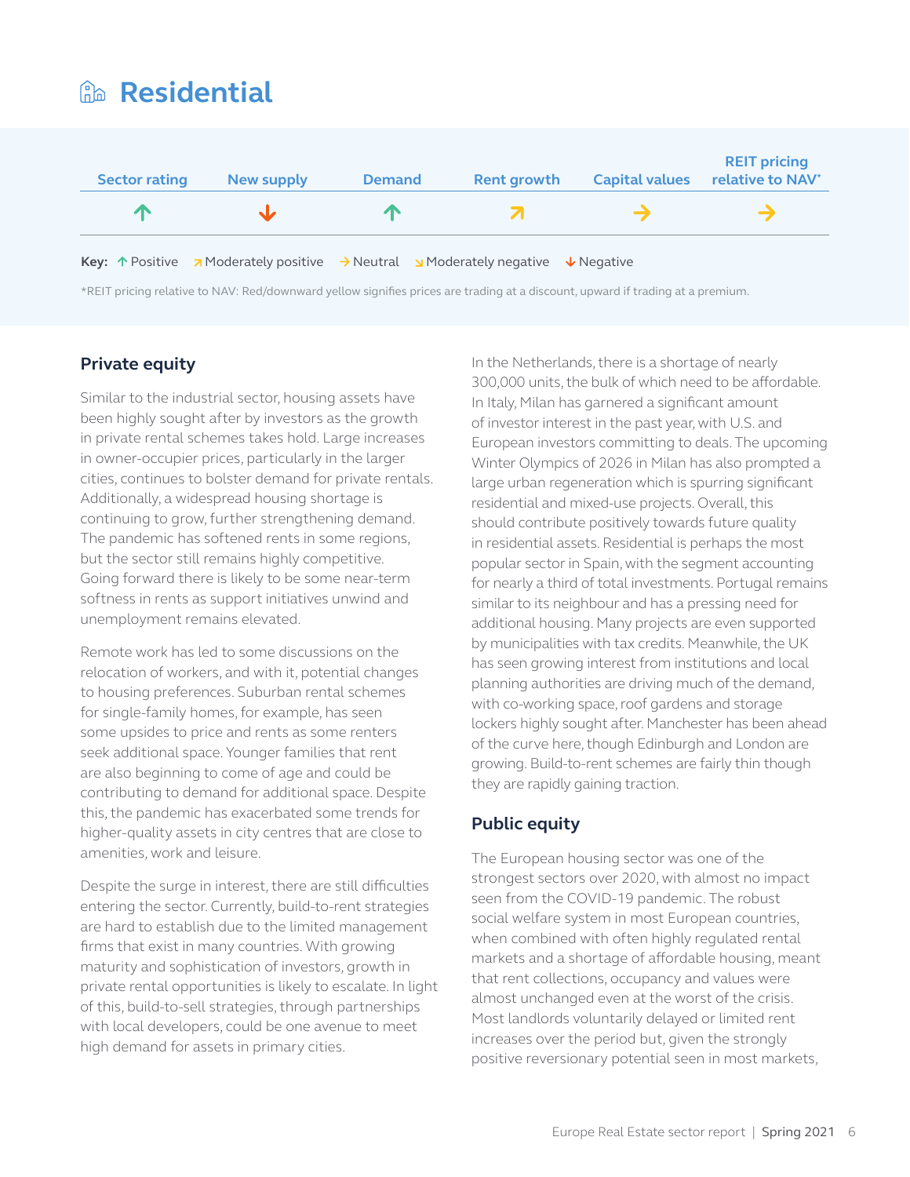# Residential

| Sector rating | New supply | Demand | Rent growth | Capital values | REIT pricing relative to NAV* |
|---|---|---|---|---|---|
| ↑ | ↓ | ↑ | ↗ | → | → |

**Key:** ↑ Positive ↗ Moderately positive → Neutral ↘ Moderately negative ↓ Negative

*REIT pricing relative to NAV: Red/downward yellow signifies prices are trading at a discount, upward if trading at a premium.

## Private equity

Similar to the industrial sector, housing assets have been highly sought after by investors as the growth in private rental schemes takes hold. Large increases in owner-occupier prices, particularly in the larger cities, continues to bolster demand for private rentals. Additionally, a widespread housing shortage is continuing to grow, further strengthening demand. The pandemic has softened rents in some regions, but the sector still remains highly competitive. Going forward there is likely to be some near-term softness in rents as support initiatives unwind and unemployment remains elevated.

Remote work has led to some discussions on the relocation of workers, and with it, potential changes to housing preferences. Suburban rental schemes for single-family homes, for example, has seen some upsides to price and rents as some renters seek additional space. Younger families that rent are also beginning to come of age and could be contributing to demand for additional space. Despite this, the pandemic has exacerbated some trends for higher-quality assets in city centres that are close to amenities, work and leisure.

Despite the surge in interest, there are still difficulties entering the sector. Currently, build-to-rent strategies are hard to establish due to the limited management firms that exist in many countries. With growing maturity and sophistication of investors, growth in private rental opportunities is likely to escalate. In light of this, build-to-sell strategies, through partnerships with local developers, could be one avenue to meet high demand for assets in primary cities.

In the Netherlands, there is a shortage of nearly 300,000 units, the bulk of which need to be affordable. In Italy, Milan has garnered a significant amount of investor interest in the past year, with U.S. and European investors committing to deals. The upcoming Winter Olympics of 2026 in Milan has also prompted a large urban regeneration which is spurring significant residential and mixed-use projects. Overall, this should contribute positively towards future quality in residential assets. Residential is perhaps the most popular sector in Spain, with the segment accounting for nearly a third of total investments. Portugal remains similar to its neighbour and has a pressing need for additional housing. Many projects are even supported by municipalities with tax credits. Meanwhile, the UK has seen growing interest from institutions and local planning authorities are driving much of the demand, with co-working space, roof gardens and storage lockers highly sought after. Manchester has been ahead of the curve here, though Edinburgh and London are growing. Build-to-rent schemes are fairly thin though they are rapidly gaining traction.

## Public equity

The European housing sector was one of the strongest sectors over 2020, with almost no impact seen from the COVID-19 pandemic. The robust social welfare system in most European countries, when combined with often highly regulated rental markets and a shortage of affordable housing, meant that rent collections, occupancy and values were almost unchanged even at the worst of the crisis. Most landlords voluntarily delayed or limited rent increases over the period but, given the strongly positive reversionary potential seen in most markets,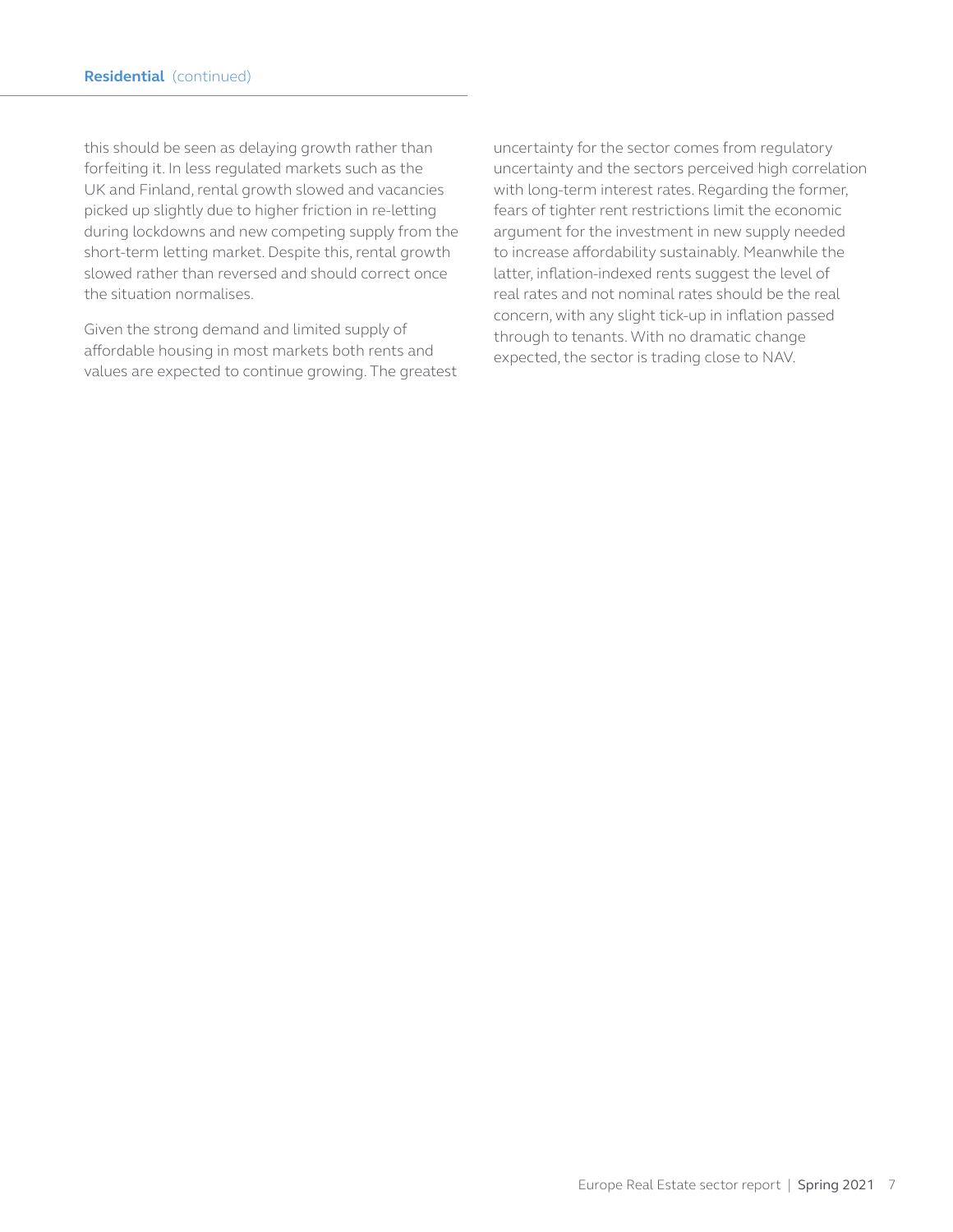**Residential** (continued)

this should be seen as delaying growth rather than forfeiting it. In less regulated markets such as the UK and Finland, rental growth slowed and vacancies picked up slightly due to higher friction in re-letting during lockdowns and new competing supply from the short-term letting market. Despite this, rental growth slowed rather than reversed and should correct once the situation normalises.

Given the strong demand and limited supply of affordable housing in most markets both rents and values are expected to continue growing. The greatest uncertainty for the sector comes from regulatory uncertainty and the sectors perceived high correlation with long-term interest rates. Regarding the former, fears of tighter rent restrictions limit the economic argument for the investment in new supply needed to increase affordability sustainably. Meanwhile the latter, inflation-indexed rents suggest the level of real rates and not nominal rates should be the real concern, with any slight tick-up in inflation passed through to tenants. With no dramatic change expected, the sector is trading close to NAV.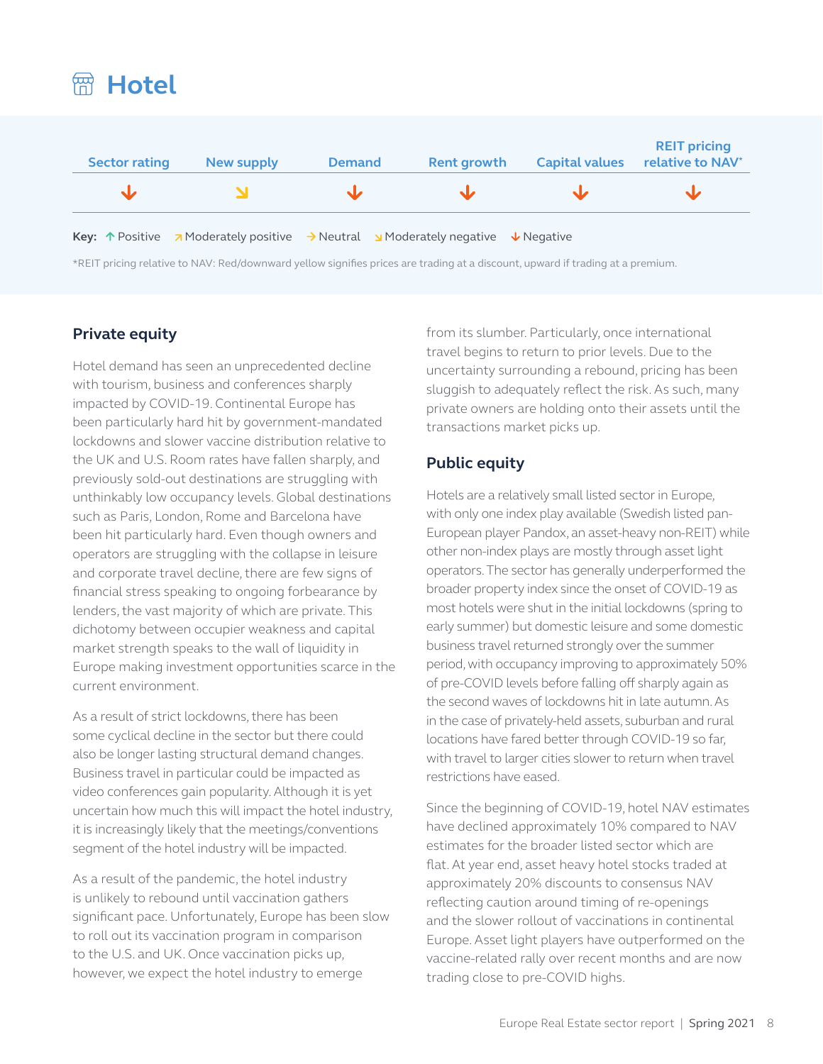# Hotel

| Sector rating | New supply | Demand | Rent growth | Capital values | REIT pricing relative to NAV* |
|---|---|---|---|---|---|
| ↓ | ↘ | ↓ | ↓ | ↓ | ↓ |

**Key:** ↑ Positive ↗ Moderately positive → Neutral ↘ Moderately negative ↓ Negative

*REIT pricing relative to NAV: Red/downward yellow signifies prices are trading at a discount, upward if trading at a premium.

## Private equity

Hotel demand has seen an unprecedented decline with tourism, business and conferences sharply impacted by COVID-19. Continental Europe has been particularly hard hit by government-mandated lockdowns and slower vaccine distribution relative to the UK and U.S. Room rates have fallen sharply, and previously sold-out destinations are struggling with unthinkably low occupancy levels. Global destinations such as Paris, London, Rome and Barcelona have been hit particularly hard. Even though owners and operators are struggling with the collapse in leisure and corporate travel decline, there are few signs of financial stress speaking to ongoing forbearance by lenders, the vast majority of which are private. This dichotomy between occupier weakness and capital market strength speaks to the wall of liquidity in Europe making investment opportunities scarce in the current environment.

As a result of strict lockdowns, there has been some cyclical decline in the sector but there could also be longer lasting structural demand changes. Business travel in particular could be impacted as video conferences gain popularity. Although it is yet uncertain how much this will impact the hotel industry, it is increasingly likely that the meetings/conventions segment of the hotel industry will be impacted.

As a result of the pandemic, the hotel industry is unlikely to rebound until vaccination gathers significant pace. Unfortunately, Europe has been slow to roll out its vaccination program in comparison to the U.S. and UK. Once vaccination picks up, however, we expect the hotel industry to emerge from its slumber. Particularly, once international travel begins to return to prior levels. Due to the uncertainty surrounding a rebound, pricing has been sluggish to adequately reflect the risk. As such, many private owners are holding onto their assets until the transactions market picks up.

## Public equity

Hotels are a relatively small listed sector in Europe, with only one index play available (Swedish listed pan-European player Pandox, an asset-heavy non-REIT) while other non-index plays are mostly through asset light operators. The sector has generally underperformed the broader property index since the onset of COVID-19 as most hotels were shut in the initial lockdowns (spring to early summer) but domestic leisure and some domestic business travel returned strongly over the summer period, with occupancy improving to approximately 50% of pre-COVID levels before falling off sharply again as the second waves of lockdowns hit in late autumn. As in the case of privately-held assets, suburban and rural locations have fared better through COVID-19 so far, with travel to larger cities slower to return when travel restrictions have eased.

Since the beginning of COVID-19, hotel NAV estimates have declined approximately 10% compared to NAV estimates for the broader listed sector which are flat. At year end, asset heavy hotel stocks traded at approximately 20% discounts to consensus NAV reflecting caution around timing of re-openings and the slower rollout of vaccinations in continental Europe. Asset light players have outperformed on the vaccine-related rally over recent months and are now trading close to pre-COVID highs.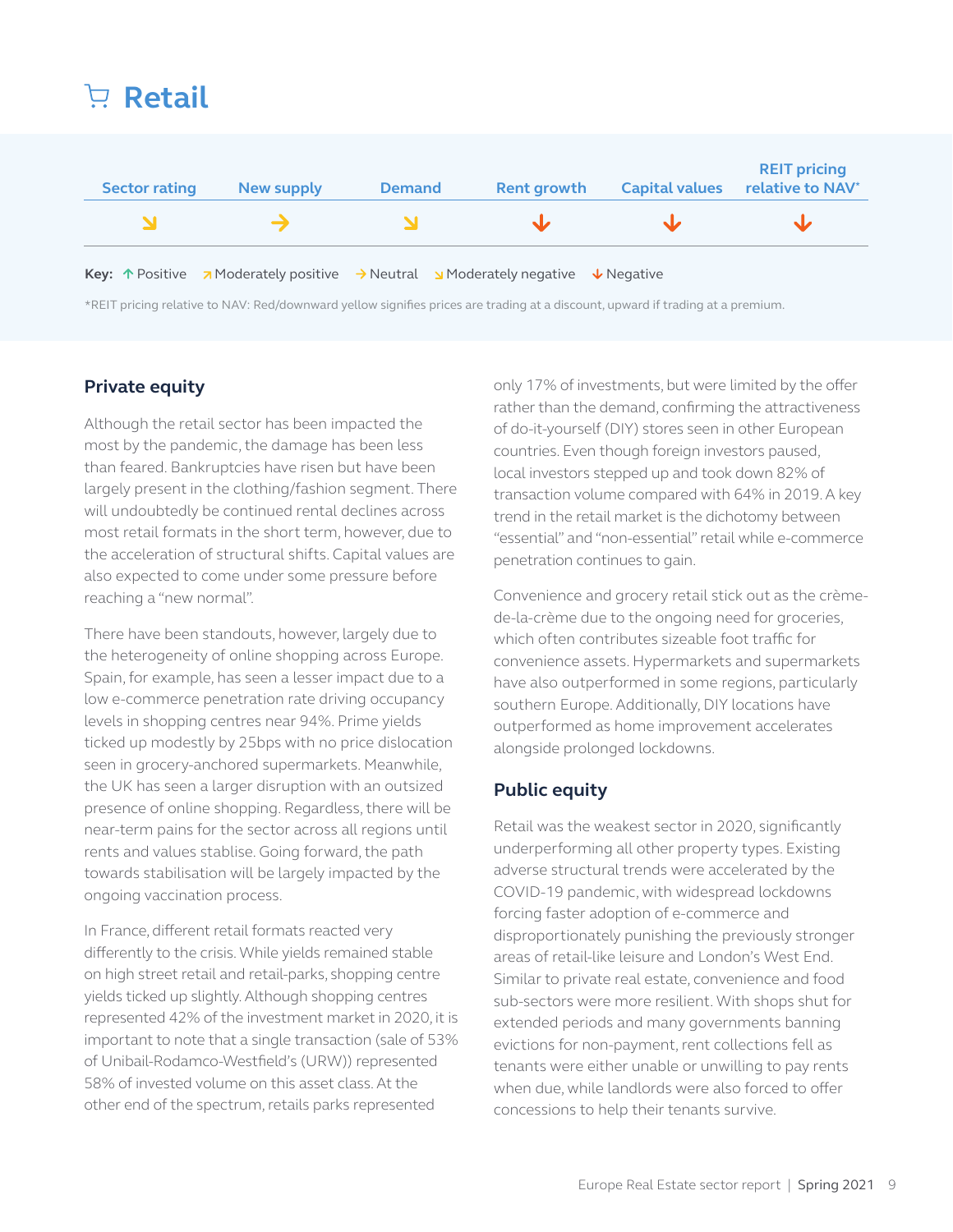# Retail

| Sector rating | New supply | Demand | Rent growth | Capital values | REIT pricing relative to NAV* |
|---|---|---|---|---|---|
| ↘ | → | ↘ | ↓ | ↓ | ↓ |

**Key:** ↑ Positive ↗ Moderately positive → Neutral ↘ Moderately negative ↓ Negative

*REIT pricing relative to NAV: Red/downward yellow signifies prices are trading at a discount, upward if trading at a premium.

## Private equity

Although the retail sector has been impacted the most by the pandemic, the damage has been less than feared. Bankruptcies have risen but have been largely present in the clothing/fashion segment. There will undoubtedly be continued rental declines across most retail formats in the short term, however, due to the acceleration of structural shifts. Capital values are also expected to come under some pressure before reaching a "new normal".

There have been standouts, however, largely due to the heterogeneity of online shopping across Europe. Spain, for example, has seen a lesser impact due to a low e-commerce penetration rate driving occupancy levels in shopping centres near 94%. Prime yields ticked up modestly by 25bps with no price dislocation seen in grocery-anchored supermarkets. Meanwhile, the UK has seen a larger disruption with an outsized presence of online shopping. Regardless, there will be near-term pains for the sector across all regions until rents and values stablise. Going forward, the path towards stabilisation will be largely impacted by the ongoing vaccination process.

In France, different retail formats reacted very differently to the crisis. While yields remained stable on high street retail and retail-parks, shopping centre yields ticked up slightly. Although shopping centres represented 42% of the investment market in 2020, it is important to note that a single transaction (sale of 53% of Unibail-Rodamco-Westfield's (URW)) represented 58% of invested volume on this asset class. At the other end of the spectrum, retails parks represented only 17% of investments, but were limited by the offer rather than the demand, confirming the attractiveness of do-it-yourself (DIY) stores seen in other European countries. Even though foreign investors paused, local investors stepped up and took down 82% of transaction volume compared with 64% in 2019. A key trend in the retail market is the dichotomy between "essential" and "non-essential" retail while e-commerce penetration continues to gain.

Convenience and grocery retail stick out as the crème-de-la-crème due to the ongoing need for groceries, which often contributes sizeable foot traffic for convenience assets. Hypermarkets and supermarkets have also outperformed in some regions, particularly southern Europe. Additionally, DIY locations have outperformed as home improvement accelerates alongside prolonged lockdowns.

## Public equity

Retail was the weakest sector in 2020, significantly underperforming all other property types. Existing adverse structural trends were accelerated by the COVID-19 pandemic, with widespread lockdowns forcing faster adoption of e-commerce and disproportionately punishing the previously stronger areas of retail-like leisure and London's West End. Similar to private real estate, convenience and food sub-sectors were more resilient. With shops shut for extended periods and many governments banning evictions for non-payment, rent collections fell as tenants were either unable or unwilling to pay rents when due, while landlords were also forced to offer concessions to help their tenants survive.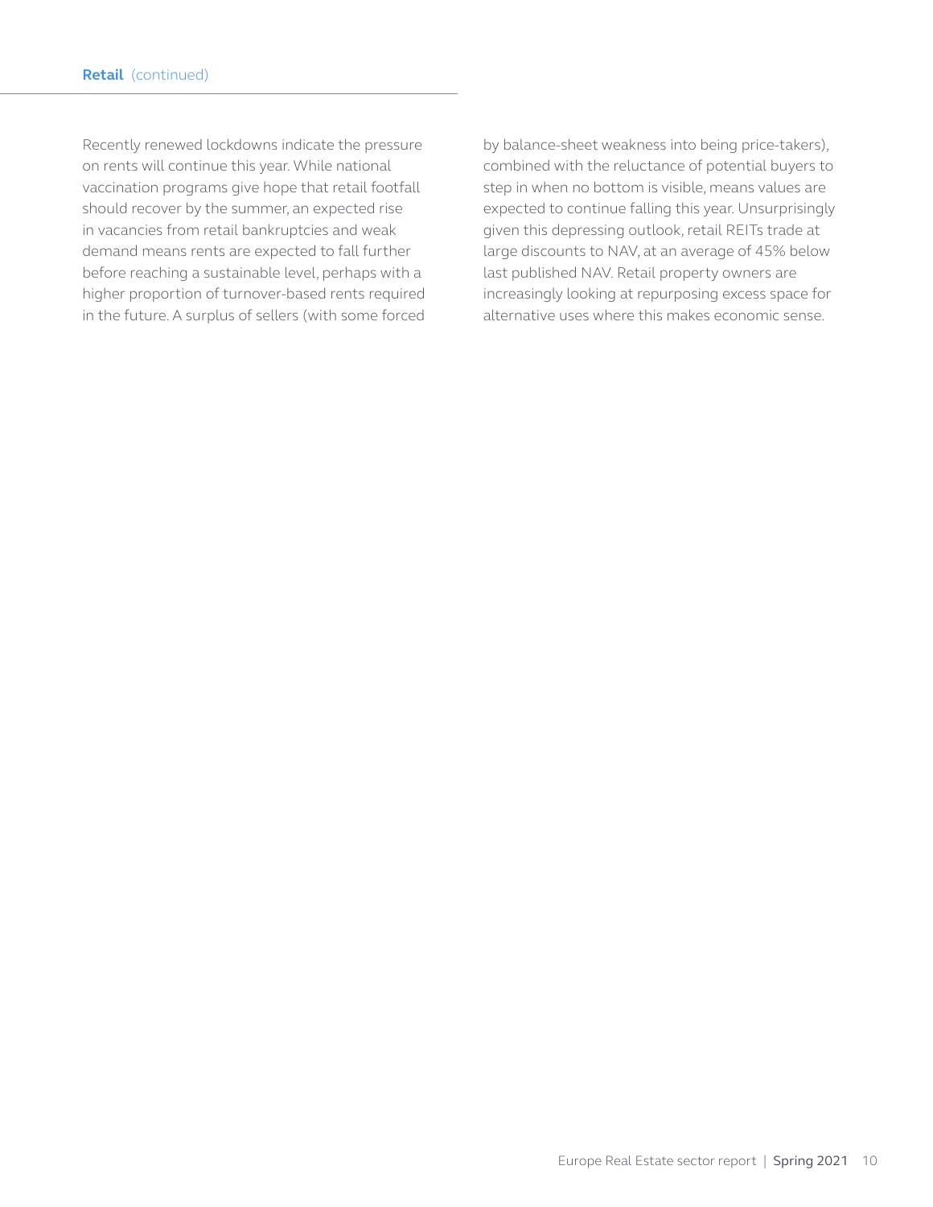**Retail** (continued)

Recently renewed lockdowns indicate the pressure on rents will continue this year. While national vaccination programs give hope that retail footfall should recover by the summer, an expected rise in vacancies from retail bankruptcies and weak demand means rents are expected to fall further before reaching a sustainable level, perhaps with a higher proportion of turnover-based rents required in the future. A surplus of sellers (with some forced by balance-sheet weakness into being price-takers), combined with the reluctance of potential buyers to step in when no bottom is visible, means values are expected to continue falling this year. Unsurprisingly given this depressing outlook, retail REITs trade at large discounts to NAV, at an average of 45% below last published NAV. Retail property owners are increasingly looking at repurposing excess space for alternative uses where this makes economic sense.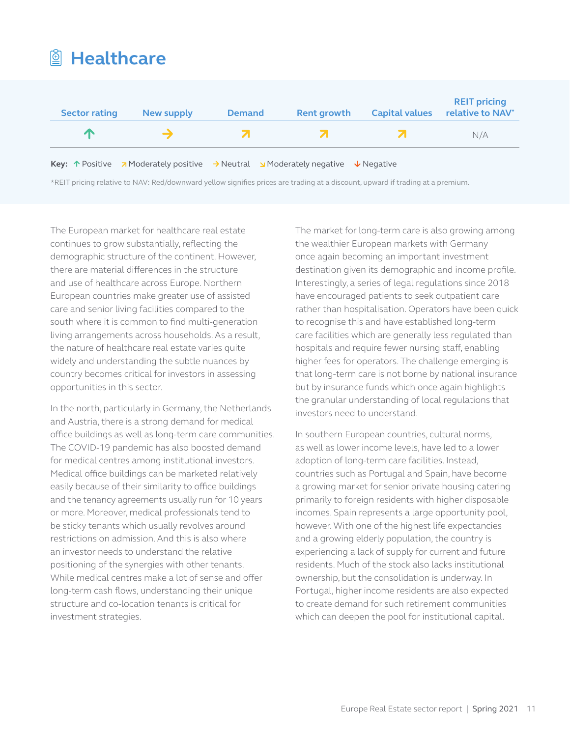# Healthcare

| Sector rating | New supply | Demand | Rent growth | Capital values | REIT pricing relative to NAV* |
|---|---|---|---|---|---|
| ↑ | → | ↗ | ↗ | ↗ | N/A |

**Key:** ↑ Positive ↗ Moderately positive → Neutral ↘ Moderately negative ↓ Negative

*REIT pricing relative to NAV: Red/downward yellow signifies prices are trading at a discount, upward if trading at a premium.

The European market for healthcare real estate continues to grow substantially, reflecting the demographic structure of the continent. However, there are material differences in the structure and use of healthcare across Europe. Northern European countries make greater use of assisted care and senior living facilities compared to the south where it is common to find multi-generation living arrangements across households. As a result, the nature of healthcare real estate varies quite widely and understanding the subtle nuances by country becomes critical for investors in assessing opportunities in this sector.

In the north, particularly in Germany, the Netherlands and Austria, there is a strong demand for medical office buildings as well as long-term care communities. The COVID-19 pandemic has also boosted demand for medical centres among institutional investors. Medical office buildings can be marketed relatively easily because of their similarity to office buildings and the tenancy agreements usually run for 10 years or more. Moreover, medical professionals tend to be sticky tenants which usually revolves around restrictions on admission. And this is also where an investor needs to understand the relative positioning of the synergies with other tenants. While medical centres make a lot of sense and offer long-term cash flows, understanding their unique structure and co-location tenants is critical for investment strategies.

The market for long-term care is also growing among the wealthier European markets with Germany once again becoming an important investment destination given its demographic and income profile. Interestingly, a series of legal regulations since 2018 have encouraged patients to seek outpatient care rather than hospitalisation. Operators have been quick to recognise this and have established long-term care facilities which are generally less regulated than hospitals and require fewer nursing staff, enabling higher fees for operators. The challenge emerging is that long-term care is not borne by national insurance but by insurance funds which once again highlights the granular understanding of local regulations that investors need to understand.

In southern European countries, cultural norms, as well as lower income levels, have led to a lower adoption of long-term care facilities. Instead, countries such as Portugal and Spain, have become a growing market for senior private housing catering primarily to foreign residents with higher disposable incomes. Spain represents a large opportunity pool, however. With one of the highest life expectancies and a growing elderly population, the country is experiencing a lack of supply for current and future residents. Much of the stock also lacks institutional ownership, but the consolidation is underway. In Portugal, higher income residents are also expected to create demand for such retirement communities which can deepen the pool for institutional capital.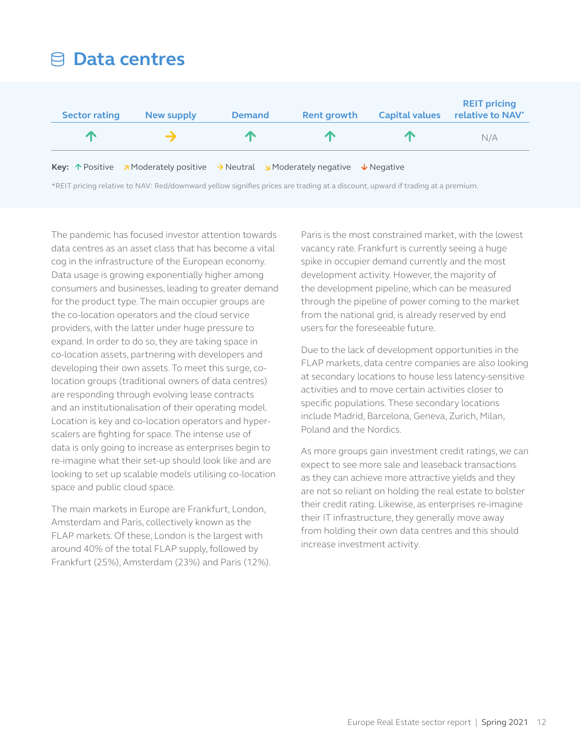# Data centres

| Sector rating | New supply | Demand | Rent growth | Capital values | REIT pricing relative to NAV* |
|---|---|---|---|---|---|
| ↑ | → | ↑ | ↑ | ↑ | N/A |

**Key:** ↑ Positive ↗ Moderately positive → Neutral ↘ Moderately negative ↓ Negative

*REIT pricing relative to NAV: Red/downward yellow signifies prices are trading at a discount, upward if trading at a premium.

The pandemic has focused investor attention towards data centres as an asset class that has become a vital cog in the infrastructure of the European economy. Data usage is growing exponentially higher among consumers and businesses, leading to greater demand for the product type. The main occupier groups are the co-location operators and the cloud service providers, with the latter under huge pressure to expand. In order to do so, they are taking space in co-location assets, partnering with developers and developing their own assets. To meet this surge, co-location groups (traditional owners of data centres) are responding through evolving lease contracts and an institutionalisation of their operating model. Location is key and co-location operators and hyper-scalers are fighting for space. The intense use of data is only going to increase as enterprises begin to re-imagine what their set-up should look like and are looking to set up scalable models utilising co-location space and public cloud space.

The main markets in Europe are Frankfurt, London, Amsterdam and Paris, collectively known as the FLAP markets. Of these, London is the largest with around 40% of the total FLAP supply, followed by Frankfurt (25%), Amsterdam (23%) and Paris (12%).

Paris is the most constrained market, with the lowest vacancy rate. Frankfurt is currently seeing a huge spike in occupier demand currently and the most development activity. However, the majority of the development pipeline, which can be measured through the pipeline of power coming to the market from the national grid, is already reserved by end users for the foreseeable future.

Due to the lack of development opportunities in the FLAP markets, data centre companies are also looking at secondary locations to house less latency-sensitive activities and to move certain activities closer to specific populations. These secondary locations include Madrid, Barcelona, Geneva, Zurich, Milan, Poland and the Nordics.

As more groups gain investment credit ratings, we can expect to see more sale and leaseback transactions as they can achieve more attractive yields and they are not so reliant on holding the real estate to bolster their credit rating. Likewise, as enterprises re-imagine their IT infrastructure, they generally move away from holding their own data centres and this should increase investment activity.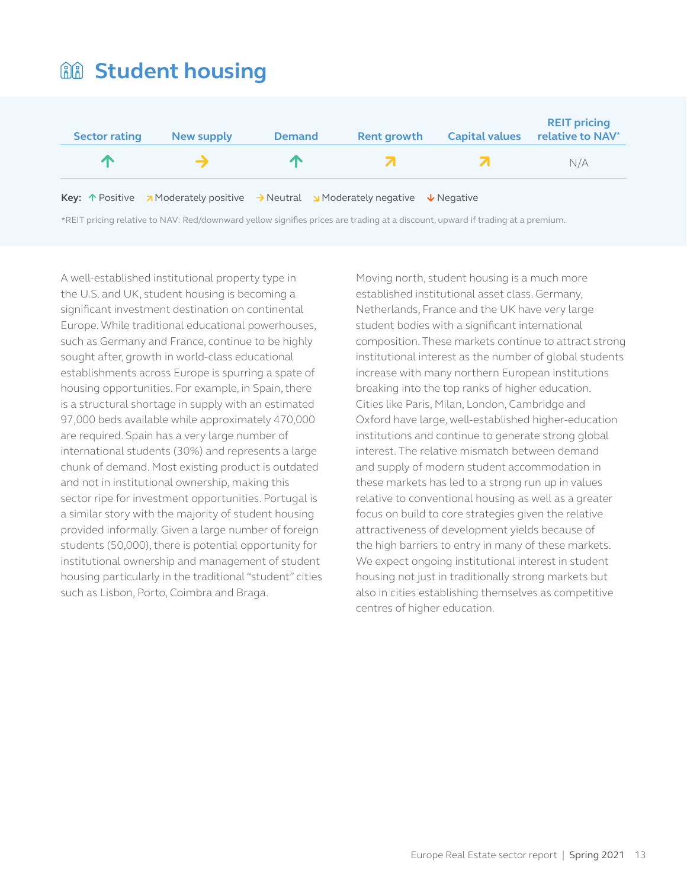# Student housing

| Sector rating | New supply | Demand | Rent growth | Capital values | REIT pricing relative to NAV* |
|---|---|---|---|---|---|
| ↑ | → | ↑ | ↗ | ↗ | N/A |

**Key:** ↑ Positive ↗ Moderately positive → Neutral ↘ Moderately negative ↓ Negative

*REIT pricing relative to NAV: Red/downward yellow signifies prices are trading at a discount, upward if trading at a premium.

A well-established institutional property type in the U.S. and UK, student housing is becoming a significant investment destination on continental Europe. While traditional educational powerhouses, such as Germany and France, continue to be highly sought after, growth in world-class educational establishments across Europe is spurring a spate of housing opportunities. For example, in Spain, there is a structural shortage in supply with an estimated 97,000 beds available while approximately 470,000 are required. Spain has a very large number of international students (30%) and represents a large chunk of demand. Most existing product is outdated and not in institutional ownership, making this sector ripe for investment opportunities. Portugal is a similar story with the majority of student housing provided informally. Given a large number of foreign students (50,000), there is potential opportunity for institutional ownership and management of student housing particularly in the traditional "student" cities such as Lisbon, Porto, Coimbra and Braga.

Moving north, student housing is a much more established institutional asset class. Germany, Netherlands, France and the UK have very large student bodies with a significant international composition. These markets continue to attract strong institutional interest as the number of global students increase with many northern European institutions breaking into the top ranks of higher education. Cities like Paris, Milan, London, Cambridge and Oxford have large, well-established higher-education institutions and continue to generate strong global interest. The relative mismatch between demand and supply of modern student accommodation in these markets has led to a strong run up in values relative to conventional housing as well as a greater focus on build to core strategies given the relative attractiveness of development yields because of the high barriers to entry in many of these markets. We expect ongoing institutional interest in student housing not just in traditionally strong markets but also in cities establishing themselves as competitive centres of higher education.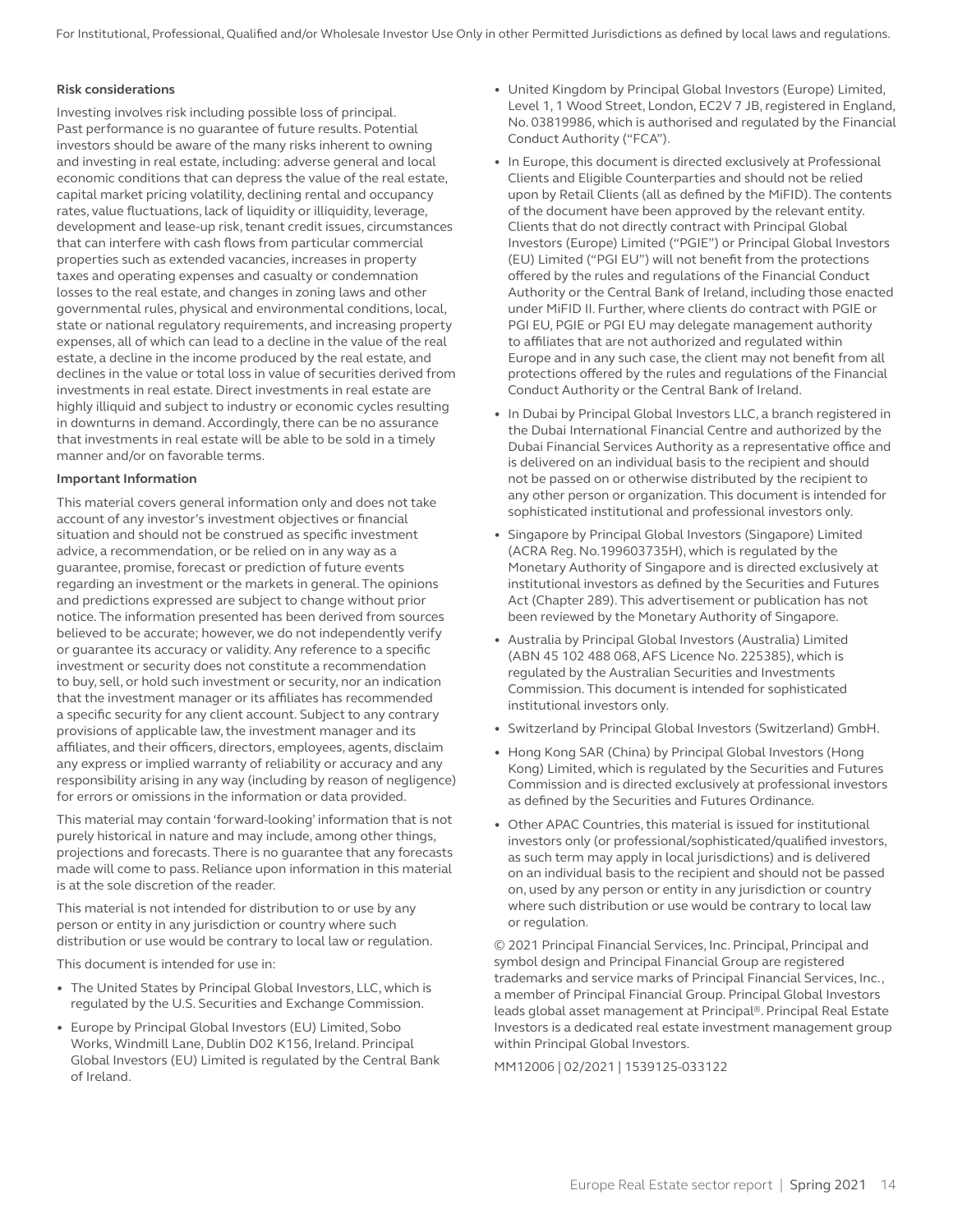For Institutional, Professional, Qualified and/or Wholesale Investor Use Only in other Permitted Jurisdictions as defined by local laws and regulations.

**Risk considerations**

Investing involves risk including possible loss of principal. Past performance is no guarantee of future results. Potential investors should be aware of the many risks inherent to owning and investing in real estate, including: adverse general and local economic conditions that can depress the value of the real estate, capital market pricing volatility, declining rental and occupancy rates, value fluctuations, lack of liquidity or illiquidity, leverage, development and lease-up risk, tenant credit issues, circumstances that can interfere with cash flows from particular commercial properties such as extended vacancies, increases in property taxes and operating expenses and casualty or condemnation losses to the real estate, and changes in zoning laws and other governmental rules, physical and environmental conditions, local, state or national regulatory requirements, and increasing property expenses, all of which can lead to a decline in the value of the real estate, a decline in the income produced by the real estate, and declines in the value or total loss in value of securities derived from investments in real estate. Direct investments in real estate are highly illiquid and subject to industry or economic cycles resulting in downturns in demand. Accordingly, there can be no assurance that investments in real estate will be able to be sold in a timely manner and/or on favorable terms.

**Important Information**

This material covers general information only and does not take account of any investor's investment objectives or financial situation and should not be construed as specific investment advice, a recommendation, or be relied on in any way as a guarantee, promise, forecast or prediction of future events regarding an investment or the markets in general. The opinions and predictions expressed are subject to change without prior notice. The information presented has been derived from sources believed to be accurate; however, we do not independently verify or guarantee its accuracy or validity. Any reference to a specific investment or security does not constitute a recommendation to buy, sell, or hold such investment or security, nor an indication that the investment manager or its affiliates has recommended a specific security for any client account. Subject to any contrary provisions of applicable law, the investment manager and its affiliates, and their officers, directors, employees, agents, disclaim any express or implied warranty of reliability or accuracy and any responsibility arising in any way (including by reason of negligence) for errors or omissions in the information or data provided.

This material may contain 'forward-looking' information that is not purely historical in nature and may include, among other things, projections and forecasts. There is no guarantee that any forecasts made will come to pass. Reliance upon information in this material is at the sole discretion of the reader.

This material is not intended for distribution to or use by any person or entity in any jurisdiction or country where such distribution or use would be contrary to local law or regulation.

This document is intended for use in:

- The United States by Principal Global Investors, LLC, which is regulated by the U.S. Securities and Exchange Commission.
- Europe by Principal Global Investors (EU) Limited, Sobo Works, Windmill Lane, Dublin D02 K156, Ireland. Principal Global Investors (EU) Limited is regulated by the Central Bank of Ireland.
- United Kingdom by Principal Global Investors (Europe) Limited, Level 1, 1 Wood Street, London, EC2V 7 JB, registered in England, No. 03819986, which is authorised and regulated by the Financial Conduct Authority ("FCA").
- In Europe, this document is directed exclusively at Professional Clients and Eligible Counterparties and should not be relied upon by Retail Clients (all as defined by the MiFID). The contents of the document have been approved by the relevant entity. Clients that do not directly contract with Principal Global Investors (Europe) Limited ("PGIE") or Principal Global Investors (EU) Limited ("PGI EU") will not benefit from the protections offered by the rules and regulations of the Financial Conduct Authority or the Central Bank of Ireland, including those enacted under MiFID II. Further, where clients do contract with PGIE or PGI EU, PGIE or PGI EU may delegate management authority to affiliates that are not authorized and regulated within Europe and in any such case, the client may not benefit from all protections offered by the rules and regulations of the Financial Conduct Authority or the Central Bank of Ireland.
- In Dubai by Principal Global Investors LLC, a branch registered in the Dubai International Financial Centre and authorized by the Dubai Financial Services Authority as a representative office and is delivered on an individual basis to the recipient and should not be passed on or otherwise distributed by the recipient to any other person or organization. This document is intended for sophisticated institutional and professional investors only.
- Singapore by Principal Global Investors (Singapore) Limited (ACRA Reg. No.199603735H), which is regulated by the Monetary Authority of Singapore and is directed exclusively at institutional investors as defined by the Securities and Futures Act (Chapter 289). This advertisement or publication has not been reviewed by the Monetary Authority of Singapore.
- Australia by Principal Global Investors (Australia) Limited (ABN 45 102 488 068, AFS Licence No. 225385), which is regulated by the Australian Securities and Investments Commission. This document is intended for sophisticated institutional investors only.
- Switzerland by Principal Global Investors (Switzerland) GmbH.
- Hong Kong SAR (China) by Principal Global Investors (Hong Kong) Limited, which is regulated by the Securities and Futures Commission and is directed exclusively at professional investors as defined by the Securities and Futures Ordinance.
- Other APAC Countries, this material is issued for institutional investors only (or professional/sophisticated/qualified investors, as such term may apply in local jurisdictions) and is delivered on an individual basis to the recipient and should not be passed on, used by any person or entity in any jurisdiction or country where such distribution or use would be contrary to local law or regulation.

© 2021 Principal Financial Services, Inc. Principal, Principal and symbol design and Principal Financial Group are registered trademarks and service marks of Principal Financial Services, Inc., a member of Principal Financial Group. Principal Global Investors leads global asset management at Principal®. Principal Real Estate Investors is a dedicated real estate investment management group within Principal Global Investors.

MM12006 | 02/2021 | 1539125-033122